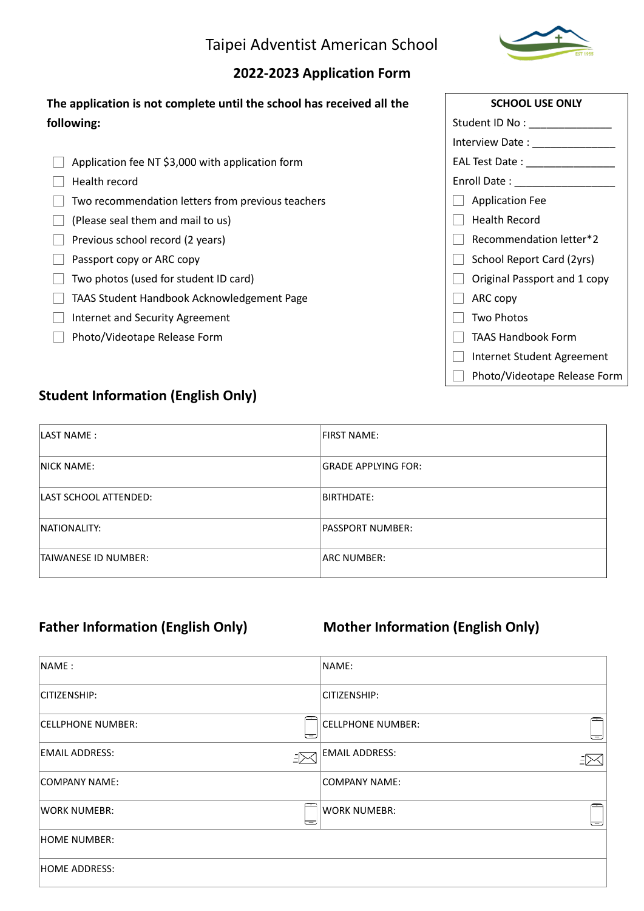# Taipei Adventist American School

## 2022-2023 Application Form

**The application is not complete until the school has received all the following:**

- ☐ Application fee NT $3,000 with application form
- ☐ Health record
- ☐ Two recommendation letters from previous teachers
- ☐ (Please seal them and mail to us)
- ☐ Previous school record (2 years)
- ☐ Passport copy or ARC copy
- ☐ Two photos (used for student ID card)
- ☐ TAAS Student Handbook Acknowledgement Page
- ☐ Internet and Security Agreement
- ☐ Photo/Videotape Release Form

**SCHOOL USE ONLY**

Student ID No : _______________

Interview Date : _______________

EAL Test Date : _______________

Enroll Date : __________________

- ☐ Application Fee
- ☐ Health Record
- ☐ Recommendation letter*2
- ☐ School Report Card (2yrs)
- ☐ Original Passport and 1 copy
- ☐ ARC copy
- ☐ Two Photos
- ☐ TAAS Handbook Form
- ☐ Internet Student Agreement
- ☐ Photo/Videotape Release Form

## Student Information (English Only)

| LAST NAME : | FIRST NAME: |
|---|---|
| NICK NAME: | GRADE APPLYING FOR: |
| LAST SCHOOL ATTENDED: | BIRTHDATE: |
| NATIONALITY: | PASSPORT NUMBER: |
| TAIWANESE ID NUMBER: | ARC NUMBER: |

## Father Information (English Only) / Mother Information (English Only)

| Father Information (English Only) | Mother Information (English Only) |
|---|---|
| NAME : | NAME: |
| CITIZENSHIP: | CITIZENSHIP: |
| CELLPHONE NUMBER: | CELLPHONE NUMBER: |
| EMAIL ADDRESS: | EMAIL ADDRESS: |
| COMPANY NAME: | COMPANY NAME: |
| WORK NUMEBR: | WORK NUMEBR: |
| HOME NUMBER: | |
| HOME ADDRESS: | |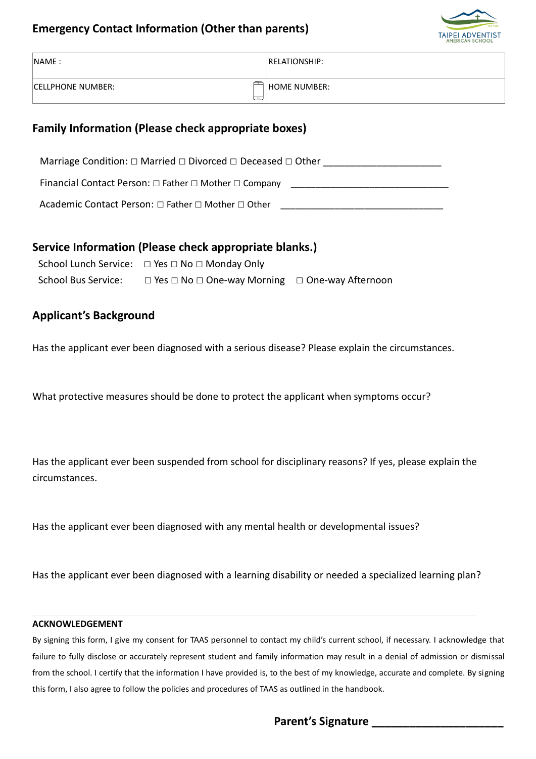## Emergency Contact Information (Other than parents)

| | |
|---|---|
| NAME : | RELATIONSHIP: |
| CELLPHONE NUMBER: | HOME NUMBER: |

## Family Information (Please check appropriate boxes)

Marriage Condition: □ Married □ Divorced □ Deceased □ Other ______________________

Financial Contact Person: □ Father □ Mother □ Company ________________________________

Academic Contact Person: □ Father □ Mother □ Other _________________________________

## Service Information (Please check appropriate blanks.)

School Lunch Service: □ Yes □ No □ Monday Only

School Bus Service: □ Yes □ No □ One-way Morning □ One-way Afternoon

## Applicant's Background

Has the applicant ever been diagnosed with a serious disease? Please explain the circumstances.

What protective measures should be done to protect the applicant when symptoms occur?

Has the applicant ever been suspended from school for disciplinary reasons? If yes, please explain the circumstances.

Has the applicant ever been diagnosed with any mental health or developmental issues?

Has the applicant ever been diagnosed with a learning disability or needed a specialized learning plan?

---

**ACKNOWLEDGEMENT**

By signing this form, I give my consent for TAAS personnel to contact my child's current school, if necessary. I acknowledge that failure to fully disclose or accurately represent student and family information may result in a denial of admission or dismissal from the school. I certify that the information I have provided is, to the best of my knowledge, accurate and complete. By signing this form, I also agree to follow the policies and procedures of TAAS as outlined in the handbook.

**Parent's Signature ______________________**